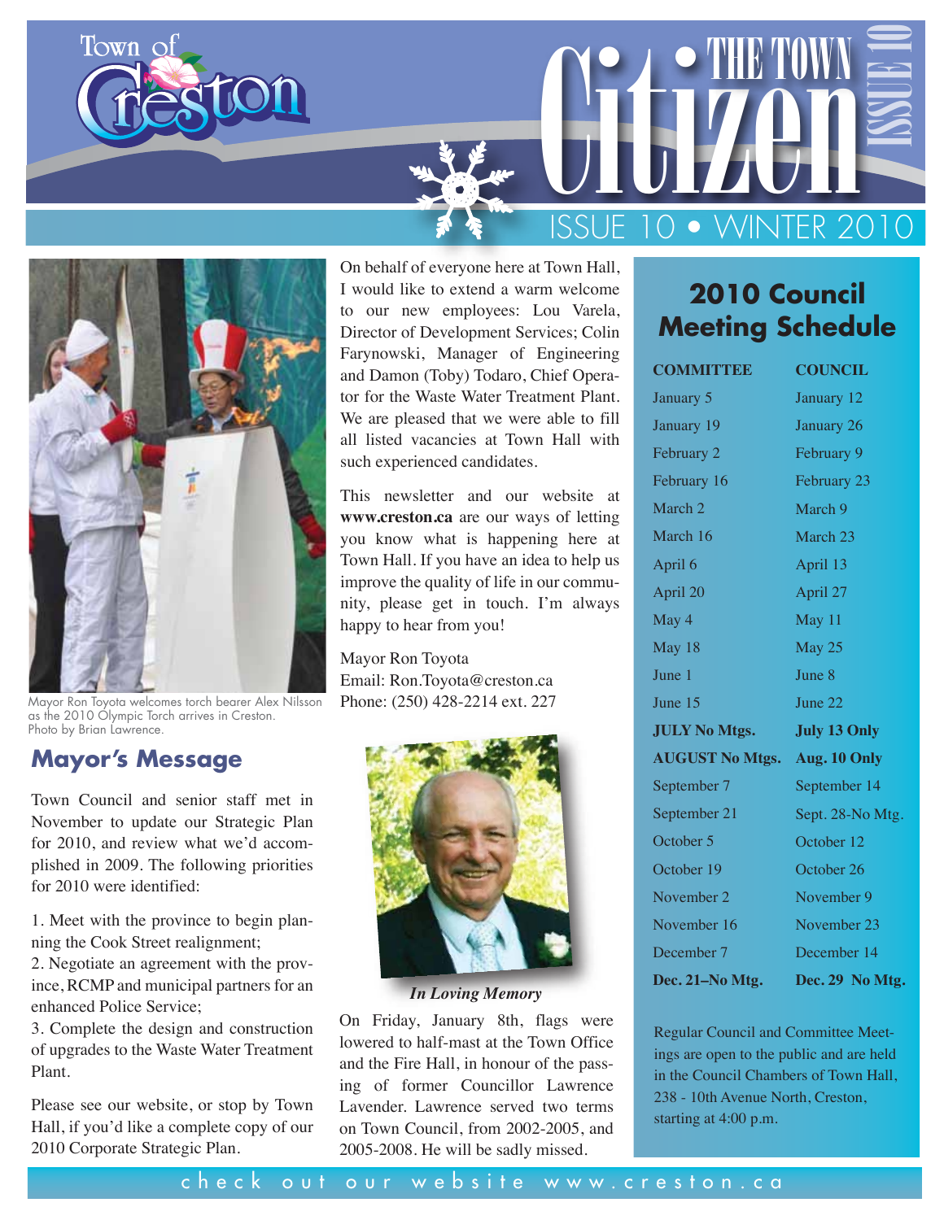# Town of Creston

# The Town Citizen

ISSUE 10 • WINTER 2010

Mayor Ron Toyota welcomes torch bearer Alex Nilsson as the 2010 Olympic Torch arrives in Creston. Photo by Brian Lawrence.

## Mayor's Message

Town Council and senior staff met in November to update our Strategic Plan for 2010, and review what we'd accomplished in 2009. The following priorities for 2010 were identified:

1. Meet with the province to begin planning the Cook Street realignment;
2. Negotiate an agreement with the province, RCMP and municipal partners for an enhanced Police Service;
3. Complete the design and construction of upgrades to the Waste Water Treatment Plant.

Please see our website, or stop by Town Hall, if you'd like a complete copy of our 2010 Corporate Strategic Plan.

On behalf of everyone here at Town Hall, I would like to extend a warm welcome to our new employees: Lou Varela, Director of Development Services; Colin Farynowski, Manager of Engineering and Damon (Toby) Todaro, Chief Operator for the Waste Water Treatment Plant. We are pleased that we were able to fill all listed vacancies at Town Hall with such experienced candidates.

This newsletter and our website at **www.creston.ca** are our ways of letting you know what is happening here at Town Hall. If you have an idea to help us improve the quality of life in our community, please get in touch. I'm always happy to hear from you!

Mayor Ron Toyota
Email: Ron.Toyota@creston.ca
Phone: (250) 428-2214 ext. 227

***In Loving Memory***

On Friday, January 8th, flags were lowered to half-mast at the Town Office and the Fire Hall, in honour of the passing of former Councillor Lawrence Lavender. Lawrence served two terms on Town Council, from 2002-2005, and 2005-2008. He will be sadly missed.

## 2010 Council Meeting Schedule

| COMMITTEE | COUNCIL |
|---|---|
| January 5 | January 12 |
| January 19 | January 26 |
| February 2 | February 9 |
| February 16 | February 23 |
| March 2 | March 9 |
| March 16 | March 23 |
| April 6 | April 13 |
| April 20 | April 27 |
| May 4 | May 11 |
| May 18 | May 25 |
| June 1 | June 8 |
| June 15 | June 22 |
| **JULY No Mtgs.** | **July 13 Only** |
| **AUGUST No Mtgs.** | **Aug. 10 Only** |
| September 7 | September 14 |
| September 21 | Sept. 28-No Mtg. |
| October 5 | October 12 |
| October 19 | October 26 |
| November 2 | November 9 |
| November 16 | November 23 |
| December 7 | December 14 |
| **Dec. 21–No Mtg.** | **Dec. 29 No Mtg.** |

Regular Council and Committee Meetings are open to the public and are held in the Council Chambers of Town Hall, 238 - 10th Avenue North, Creston, starting at 4:00 p.m.

check out our website www.creston.ca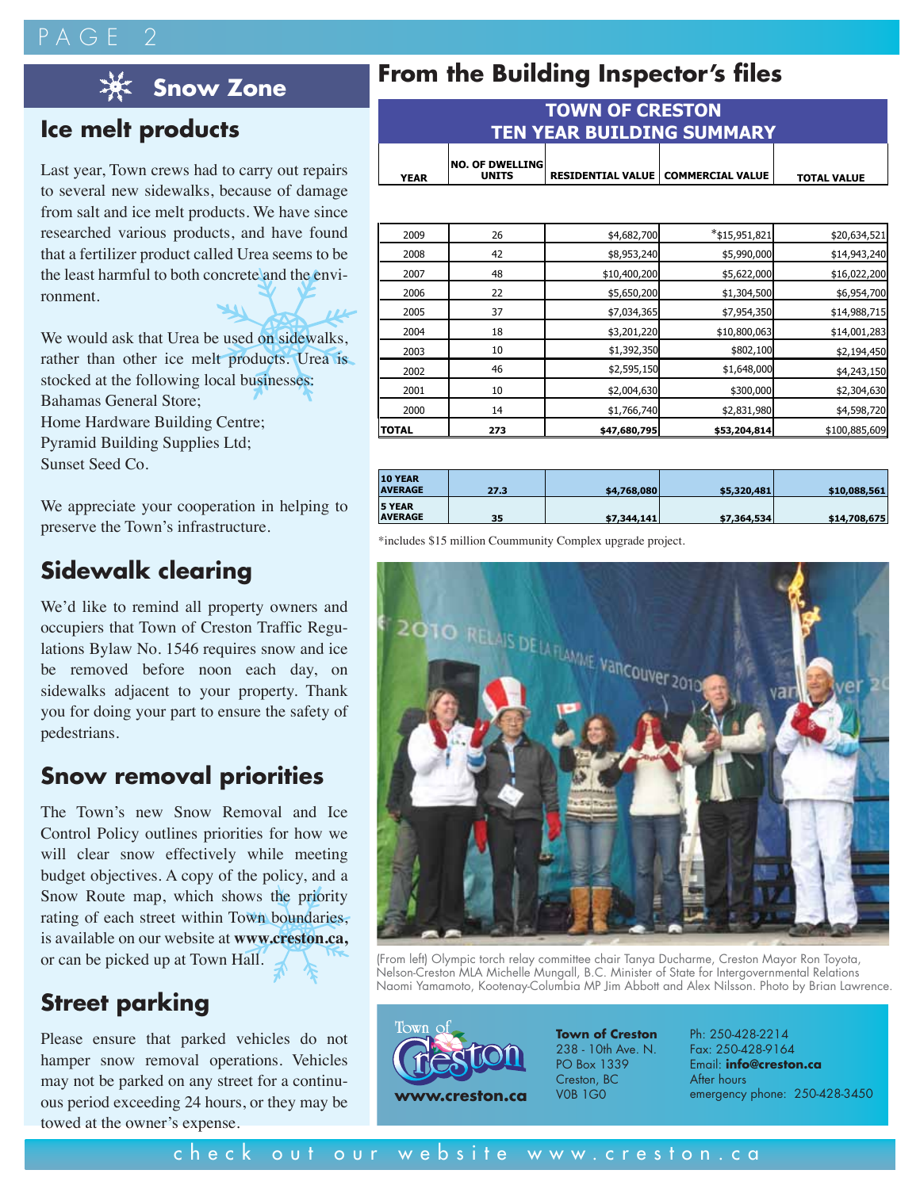## Snow Zone

### Ice melt products

Last year, Town crews had to carry out repairs to several new sidewalks, because of damage from salt and ice melt products. We have since researched various products, and have found that a fertilizer product called Urea seems to be the least harmful to both concrete and the environment.

We would ask that Urea be used on sidewalks, rather than other ice melt products. Urea is stocked at the following local businesses:
Bahamas General Store;
Home Hardware Building Centre;
Pyramid Building Supplies Ltd;
Sunset Seed Co.

We appreciate your cooperation in helping to preserve the Town's infrastructure.

### Sidewalk clearing

We'd like to remind all property owners and occupiers that Town of Creston Traffic Regulations Bylaw No. 1546 requires snow and ice be removed before noon each day, on sidewalks adjacent to your property. Thank you for doing your part to ensure the safety of pedestrians.

### Snow removal priorities

The Town's new Snow Removal and Ice Control Policy outlines priorities for how we will clear snow effectively while meeting budget objectives. A copy of the policy, and a Snow Route map, which shows the priority rating of each street within Town boundaries, is available on our website at **www.creston.ca,** or can be picked up at Town Hall.

### Street parking

Please ensure that parked vehicles do not hamper snow removal operations. Vehicles may not be parked on any street for a continuous period exceeding 24 hours, or they may be towed at the owner's expense.

## From the Building Inspector's files

**TOWN OF CRESTON TEN YEAR BUILDING SUMMARY**

| YEAR | NO. OF DWELLING UNITS | RESIDENTIAL VALUE | COMMERCIAL VALUE | TOTAL VALUE |
|---|---|---|---|---|
| 2009 | 26 | $4,682,700 | *$15,951,821 | $20,634,521 |
| 2008 | 42 | $8,953,240 | $5,990,000 | $14,943,240 |
| 2007 | 48 | $10,400,200 | $5,622,000 | $16,022,200 |
| 2006 | 22 | $5,650,200 | $1,304,500 | $6,954,700 |
| 2005 | 37 | $7,034,365 | $7,954,350 | $14,988,715 |
| 2004 | 18 | $3,201,220 | $10,800,063 | $14,001,283 |
| 2003 | 10 | $1,392,350 | $802,100 | $2,194,450 |
| 2002 | 46 | $2,595,150 | $1,648,000 | $4,243,150 |
| 2001 | 10 | $2,004,630 | $300,000 | $2,304,630 |
| 2000 | 14 | $1,766,740 | $2,831,980 | $4,598,720 |
| **TOTAL** | **273** | **$47,680,795** | **$53,204,814** | $100,885,609 |
| **10 YEAR AVERAGE** | **27.3** | **$4,768,080** | **$5,320,481** | **$10,088,561** |
| **5 YEAR AVERAGE** | **35** | **$7,344,141** | **$7,364,534** | **$14,708,675** |

*includes $15 million Coummunity Complex upgrade project.

(From left) Olympic torch relay committee chair Tanya Ducharme, Creston Mayor Ron Toyota, Nelson-Creston MLA Michelle Mungall, B.C. Minister of State for Intergovernmental Relations Naomi Yamamoto, Kootenay-Columbia MP Jim Abbott and Alex Nilsson. Photo by Brian Lawrence.

Town of Creston
**www.creston.ca**

**Town of Creston**
238 - 10th Ave. N.
PO Box 1339
Creston, BC
V0B 1G0

Ph: 250-428-2214
Fax: 250-428-9164
Email: **info@creston.ca**
After hours emergency phone: 250-428-3450

check out our website www.creston.ca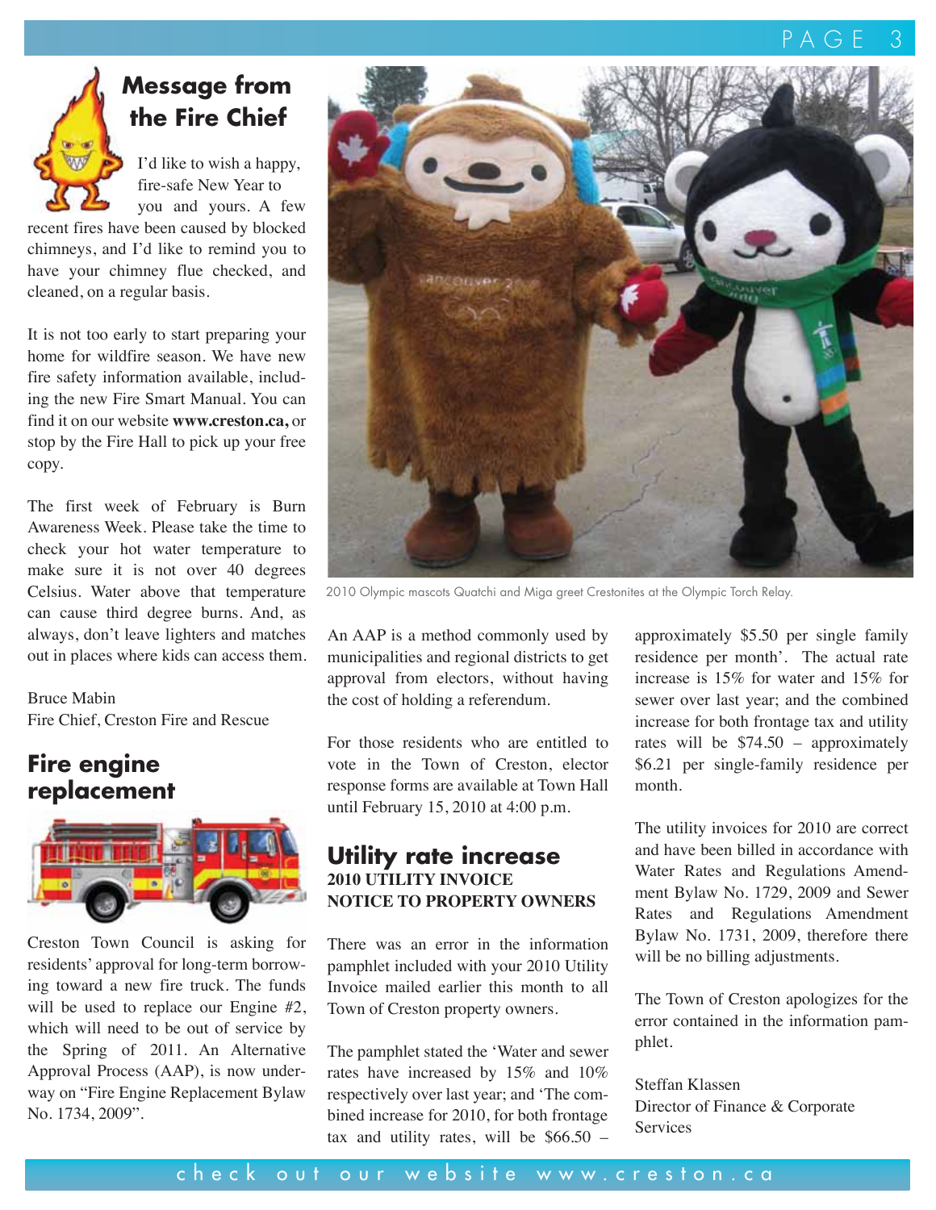## Message from the Fire Chief

I'd like to wish a happy, fire-safe New Year to you and yours. A few recent fires have been caused by blocked chimneys, and I'd like to remind you to have your chimney flue checked, and cleaned, on a regular basis.

It is not too early to start preparing your home for wildfire season. We have new fire safety information available, including the new Fire Smart Manual. You can find it on our website **www.creston.ca,** or stop by the Fire Hall to pick up your free copy.

The first week of February is Burn Awareness Week. Please take the time to check your hot water temperature to make sure it is not over 40 degrees Celsius. Water above that temperature can cause third degree burns. And, as always, don't leave lighters and matches out in places where kids can access them.

Bruce Mabin
Fire Chief, Creston Fire and Rescue

## Fire engine replacement

Creston Town Council is asking for residents' approval for long-term borrowing toward a new fire truck. The funds will be used to replace our Engine #2, which will need to be out of service by the Spring of 2011. An Alternative Approval Process (AAP), is now underway on "Fire Engine Replacement Bylaw No. 1734, 2009".

2010 Olympic mascots Quatchi and Miga greet Crestonites at the Olympic Torch Relay.

An AAP is a method commonly used by municipalities and regional districts to get approval from electors, without having the cost of holding a referendum.

For those residents who are entitled to vote in the Town of Creston, elector response forms are available at Town Hall until February 15, 2010 at 4:00 p.m.

## Utility rate increase

**2010 UTILITY INVOICE**
**NOTICE TO PROPERTY OWNERS**

There was an error in the information pamphlet included with your 2010 Utility Invoice mailed earlier this month to all Town of Creston property owners.

The pamphlet stated the 'Water and sewer rates have increased by 15% and 10% respectively over last year; and 'The combined increase for 2010, for both frontage tax and utility rates, will be $66.50 – approximately $5.50 per single family residence per month'. The actual rate increase is 15% for water and 15% for sewer over last year; and the combined increase for both frontage tax and utility rates will be $74.50 – approximately $6.21 per single-family residence per month.

The utility invoices for 2010 are correct and have been billed in accordance with Water Rates and Regulations Amendment Bylaw No. 1729, 2009 and Sewer Rates and Regulations Amendment Bylaw No. 1731, 2009, therefore there will be no billing adjustments.

The Town of Creston apologizes for the error contained in the information pamphlet.

Steffan Klassen
Director of Finance & Corporate Services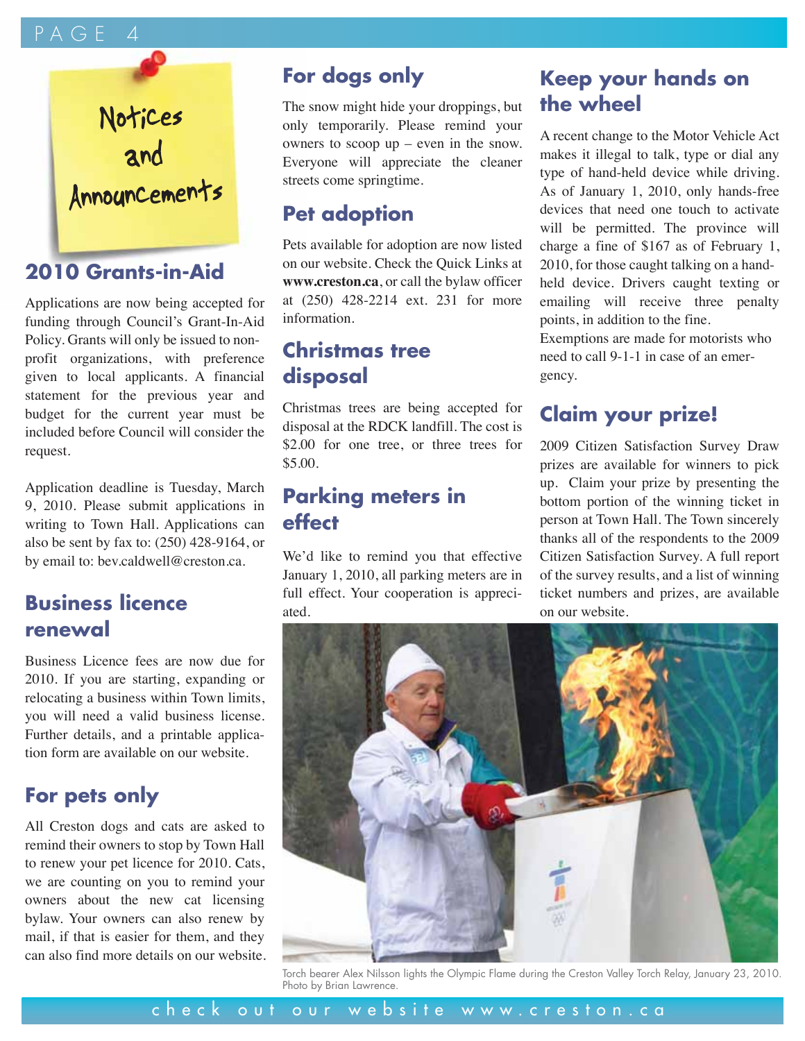# Notices and Announcements

## 2010 Grants-in-Aid

Applications are now being accepted for funding through Council's Grant-In-Aid Policy. Grants will only be issued to non-profit organizations, with preference given to local applicants. A financial statement for the previous year and budget for the current year must be included before Council will consider the request.

Application deadline is Tuesday, March 9, 2010. Please submit applications in writing to Town Hall. Applications can also be sent by fax to: (250) 428-9164, or by email to: bev.caldwell@creston.ca.

## Business licence renewal

Business Licence fees are now due for 2010. If you are starting, expanding or relocating a business within Town limits, you will need a valid business license. Further details, and a printable application form are available on our website.

## For pets only

All Creston dogs and cats are asked to remind their owners to stop by Town Hall to renew your pet licence for 2010. Cats, we are counting on you to remind your owners about the new cat licensing bylaw. Your owners can also renew by mail, if that is easier for them, and they can also find more details on our website.

## For dogs only

The snow might hide your droppings, but only temporarily. Please remind your owners to scoop up – even in the snow. Everyone will appreciate the cleaner streets come springtime.

## Pet adoption

Pets available for adoption are now listed on our website. Check the Quick Links at **www.creston.ca**, or call the bylaw officer at (250) 428-2214 ext. 231 for more information.

## Christmas tree disposal

Christmas trees are being accepted for disposal at the RDCK landfill. The cost is $2.00 for one tree, or three trees for $5.00.

## Parking meters in effect

We'd like to remind you that effective January 1, 2010, all parking meters are in full effect. Your cooperation is appreciated.

## Keep your hands on the wheel

A recent change to the Motor Vehicle Act makes it illegal to talk, type or dial any type of hand-held device while driving. As of January 1, 2010, only hands-free devices that need one touch to activate will be permitted. The province will charge a fine of $167 as of February 1, 2010, for those caught talking on a hand-held device. Drivers caught texting or emailing will receive three penalty points, in addition to the fine.
Exemptions are made for motorists who need to call 9-1-1 in case of an emergency.

## Claim your prize!

2009 Citizen Satisfaction Survey Draw prizes are available for winners to pick up. Claim your prize by presenting the bottom portion of the winning ticket in person at Town Hall. The Town sincerely thanks all of the respondents to the 2009 Citizen Satisfaction Survey. A full report of the survey results, and a list of winning ticket numbers and prizes, are available on our website.

Torch bearer Alex Nilsson lights the Olympic Flame during the Creston Valley Torch Relay, January 23, 2010. Photo by Brian Lawrence.

check out our website www.creston.ca